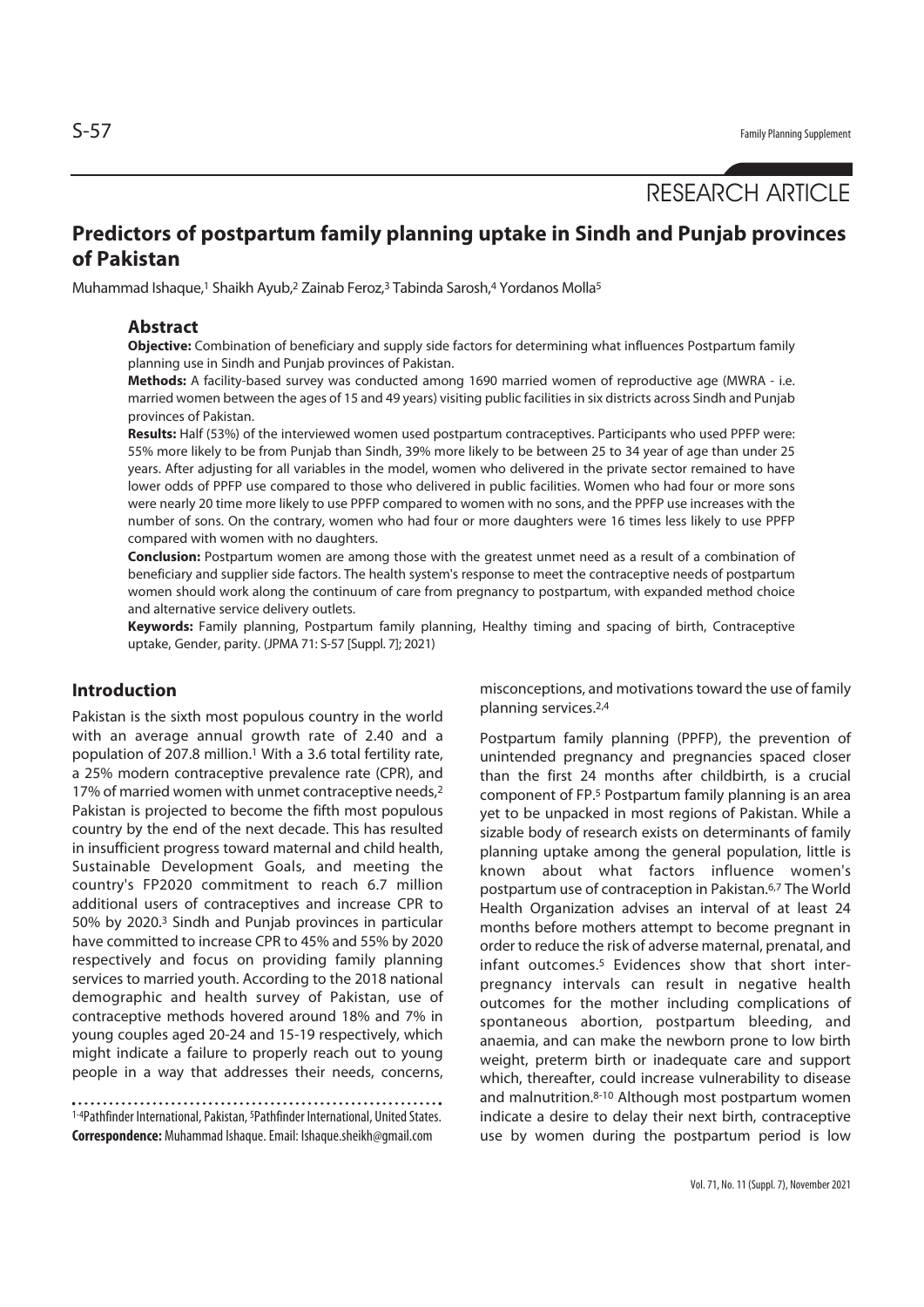RESEARCH ARTICLE

# Predictors of postpartum family planning uptake in Sindh and Punjab provinces of Pakistan

Muhammad Ishaque,[1] Shaikh Ayub,[2] Zainab Feroz,[3] Tabinda Sarosh,[4] Yordanos Molla[5]

## Abstract

**Objective:** Combination of beneficiary and supply side factors for determining what influences Postpartum family planning use in Sindh and Punjab provinces of Pakistan.

**Methods:** A facility-based survey was conducted among 1690 married women of reproductive age (MWRA - i.e. married women between the ages of 15 and 49 years) visiting public facilities in six districts across Sindh and Punjab provinces of Pakistan.

**Results:** Half (53%) of the interviewed women used postpartum contraceptives. Participants who used PPFP were: 55% more likely to be from Punjab than Sindh, 39% more likely to be between 25 to 34 year of age than under 25 years. After adjusting for all variables in the model, women who delivered in the private sector remained to have lower odds of PPFP use compared to those who delivered in public facilities. Women who had four or more sons were nearly 20 time more likely to use PPFP compared to women with no sons, and the PPFP use increases with the number of sons. On the contrary, women who had four or more daughters were 16 times less likely to use PPFP compared with women with no daughters.

**Conclusion:** Postpartum women are among those with the greatest unmet need as a result of a combination of beneficiary and supplier side factors. The health system's response to meet the contraceptive needs of postpartum women should work along the continuum of care from pregnancy to postpartum, with expanded method choice and alternative service delivery outlets.

**Keywords:** Family planning, Postpartum family planning, Healthy timing and spacing of birth, Contraceptive uptake, Gender, parity. (JPMA 71: S-57 [Suppl. 7]; 2021)

## Introduction

Pakistan is the sixth most populous country in the world with an average annual growth rate of 2.40 and a population of 207.8 million.[1] With a 3.6 total fertility rate, a 25% modern contraceptive prevalence rate (CPR), and 17% of married women with unmet contraceptive needs,[2] Pakistan is projected to become the fifth most populous country by the end of the next decade. This has resulted in insufficient progress toward maternal and child health, Sustainable Development Goals, and meeting the country's FP2020 commitment to reach 6.7 million additional users of contraceptives and increase CPR to 50% by 2020.[3] Sindh and Punjab provinces in particular have committed to increase CPR to 45% and 55% by 2020 respectively and focus on providing family planning services to married youth. According to the 2018 national demographic and health survey of Pakistan, use of contraceptive methods hovered around 18% and 7% in young couples aged 20-24 and 15-19 respectively, which might indicate a failure to properly reach out to young people in a way that addresses their needs, concerns, misconceptions, and motivations toward the use of family planning services.[2,4]

Postpartum family planning (PPFP), the prevention of unintended pregnancy and pregnancies spaced closer than the first 24 months after childbirth, is a crucial component of FP.[5] Postpartum family planning is an area yet to be unpacked in most regions of Pakistan. While a sizable body of research exists on determinants of family planning uptake among the general population, little is known about what factors influence women's postpartum use of contraception in Pakistan.[6,7] The World Health Organization advises an interval of at least 24 months before mothers attempt to become pregnant in order to reduce the risk of adverse maternal, prenatal, and infant outcomes.[5] Evidences show that short inter-pregnancy intervals can result in negative health outcomes for the mother including complications of spontaneous abortion, postpartum bleeding, and anaemia, and can make the newborn prone to low birth weight, preterm birth or inadequate care and support which, thereafter, could increase vulnerability to disease and malnutrition.[8-10] Although most postpartum women indicate a desire to delay their next birth, contraceptive use by women during the postpartum period is low

[1-4]Pathfinder International, Pakistan, [5]Pathfinder International, United States.

**Correspondence:** Muhammad Ishaque. Email: Ishaque.sheikh@gmail.com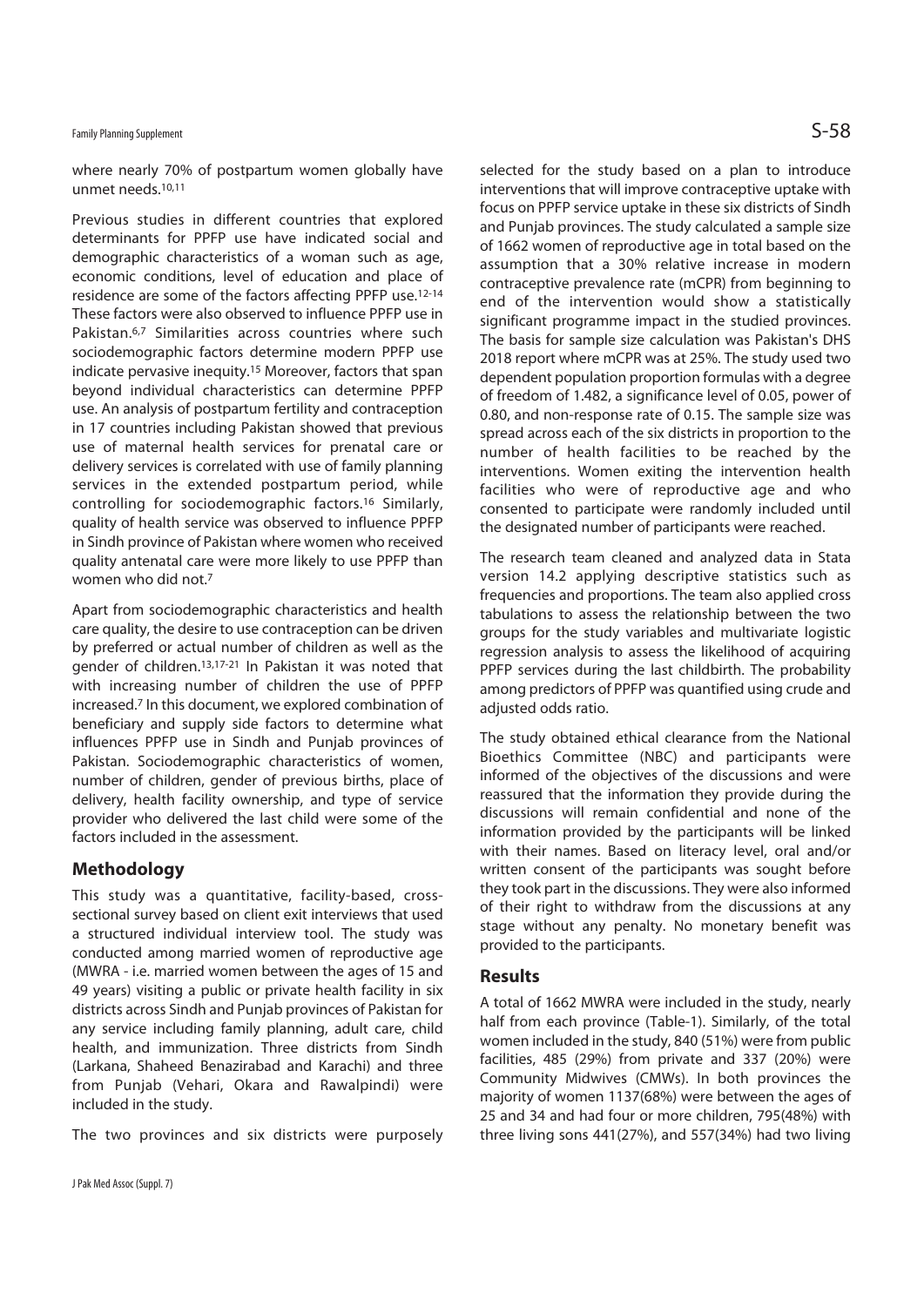where nearly 70% of postpartum women globally have unmet needs.[10,11]

Previous studies in different countries that explored determinants for PPFP use have indicated social and demographic characteristics of a woman such as age, economic conditions, level of education and place of residence are some of the factors affecting PPFP use.[12-14] These factors were also observed to influence PPFP use in Pakistan.[6,7] Similarities across countries where such sociodemographic factors determine modern PPFP use indicate pervasive inequity.[15] Moreover, factors that span beyond individual characteristics can determine PPFP use. An analysis of postpartum fertility and contraception in 17 countries including Pakistan showed that previous use of maternal health services for prenatal care or delivery services is correlated with use of family planning services in the extended postpartum period, while controlling for sociodemographic factors.[16] Similarly, quality of health service was observed to influence PPFP in Sindh province of Pakistan where women who received quality antenatal care were more likely to use PPFP than women who did not.[7]

Apart from sociodemographic characteristics and health care quality, the desire to use contraception can be driven by preferred or actual number of children as well as the gender of children.[13,17-21] In Pakistan it was noted that with increasing number of children the use of PPFP increased.[7] In this document, we explored combination of beneficiary and supply side factors to determine what influences PPFP use in Sindh and Punjab provinces of Pakistan. Sociodemographic characteristics of women, number of children, gender of previous births, place of delivery, health facility ownership, and type of service provider who delivered the last child were some of the factors included in the assessment.

## Methodology

This study was a quantitative, facility-based, cross-sectional survey based on client exit interviews that used a structured individual interview tool. The study was conducted among married women of reproductive age (MWRA - i.e. married women between the ages of 15 and 49 years) visiting a public or private health facility in six districts across Sindh and Punjab provinces of Pakistan for any service including family planning, adult care, child health, and immunization. Three districts from Sindh (Larkana, Shaheed Benazirabad and Karachi) and three from Punjab (Vehari, Okara and Rawalpindi) were included in the study.

The two provinces and six districts were purposely selected for the study based on a plan to introduce interventions that will improve contraceptive uptake with focus on PPFP service uptake in these six districts of Sindh and Punjab provinces. The study calculated a sample size of 1662 women of reproductive age in total based on the assumption that a 30% relative increase in modern contraceptive prevalence rate (mCPR) from beginning to end of the intervention would show a statistically significant programme impact in the studied provinces. The basis for sample size calculation was Pakistan's DHS 2018 report where mCPR was at 25%. The study used two dependent population proportion formulas with a degree of freedom of 1.482, a significance level of 0.05, power of 0.80, and non-response rate of 0.15. The sample size was spread across each of the six districts in proportion to the number of health facilities to be reached by the interventions. Women exiting the intervention health facilities who were of reproductive age and who consented to participate were randomly included until the designated number of participants were reached.

The research team cleaned and analyzed data in Stata version 14.2 applying descriptive statistics such as frequencies and proportions. The team also applied cross tabulations to assess the relationship between the two groups for the study variables and multivariate logistic regression analysis to assess the likelihood of acquiring PPFP services during the last childbirth. The probability among predictors of PPFP was quantified using crude and adjusted odds ratio.

The study obtained ethical clearance from the National Bioethics Committee (NBC) and participants were informed of the objectives of the discussions and were reassured that the information they provide during the discussions will remain confidential and none of the information provided by the participants will be linked with their names. Based on literacy level, oral and/or written consent of the participants was sought before they took part in the discussions. They were also informed of their right to withdraw from the discussions at any stage without any penalty. No monetary benefit was provided to the participants.

## Results

A total of 1662 MWRA were included in the study, nearly half from each province (Table-1). Similarly, of the total women included in the study, 840 (51%) were from public facilities, 485 (29%) from private and 337 (20%) were Community Midwives (CMWs). In both provinces the majority of women 1137(68%) were between the ages of 25 and 34 and had four or more children, 795(48%) with three living sons 441(27%), and 557(34%) had two living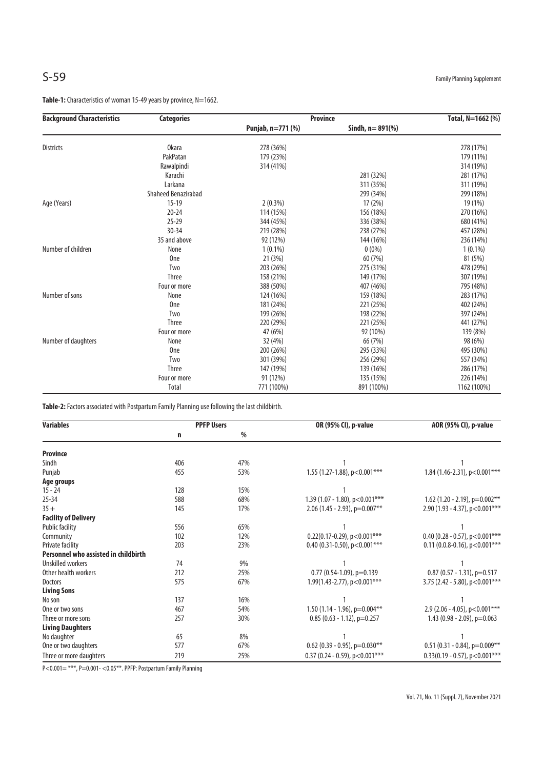**Table-1:** Characteristics of woman 15-49 years by province, N=1662.

| Background Characteristics | Categories | Province | | Total, N=1662 (%) |
|---|---|---|---|---|
| | | Punjab, n=771 (%) | Sindh, n= 891(%) | |
| Districts | Okara | 278 (36%) | | 278 (17%) |
| | PakPatan | 179 (23%) | | 179 (11%) |
| | Rawalpindi | 314 (41%) | | 314 (19%) |
| | Karachi | | 281 (32%) | 281 (17%) |
| | Larkana | | 311 (35%) | 311 (19%) |
| | Shaheed Benazirabad | | 299 (34%) | 299 (18%) |
| Age (Years) | 15-19 | 2 (0.3%) | 17 (2%) | 19 (1%) |
| | 20-24 | 114 (15%) | 156 (18%) | 270 (16%) |
| | 25-29 | 344 (45%) | 336 (38%) | 680 (41%) |
| | 30-34 | 219 (28%) | 238 (27%) | 457 (28%) |
| | 35 and above | 92 (12%) | 144 (16%) | 236 (14%) |
| Number of children | None | 1 (0.1%) | 0 (0%) | 1 (0.1%) |
| | One | 21 (3%) | 60 (7%) | 81 (5%) |
| | Two | 203 (26%) | 275 (31%) | 478 (29%) |
| | Three | 158 (21%) | 149 (17%) | 307 (19%) |
| | Four or more | 388 (50%) | 407 (46%) | 795 (48%) |
| Number of sons | None | 124 (16%) | 159 (18%) | 283 (17%) |
| | One | 181 (24%) | 221 (25%) | 402 (24%) |
| | Two | 199 (26%) | 198 (22%) | 397 (24%) |
| | Three | 220 (29%) | 221 (25%) | 441 (27%) |
| | Four or more | 47 (6%) | 92 (10%) | 139 (8%) |
| Number of daughters | None | 32 (4%) | 66 (7%) | 98 (6%) |
| | One | 200 (26%) | 295 (33%) | 495 (30%) |
| | Two | 301 (39%) | 256 (29%) | 557 (34%) |
| | Three | 147 (19%) | 139 (16%) | 286 (17%) |
| | Four or more | 91 (12%) | 135 (15%) | 226 (14%) |
| | Total | 771 (100%) | 891 (100%) | 1162 (100%) |

**Table-2:** Factors associated with Postpartum Family Planning use following the last childbirth.

| Variables | PPFP Users | | OR (95% CI), p-value | AOR (95% CI), p-value |
|---|---|---|---|---|
| | n | % | | |
| **Province** | | | | |
| Sindh | 406 | 47% | 1 | 1 |
| Punjab | 455 | 53% | 1.55 (1.27-1.88), p<0.001*** | 1.84 (1.46-2.31), p<0.001*** |
| **Age groups** | | | | |
| 15 - 24 | 128 | 15% | 1 | |
| 25-34 | 588 | 68% | 1.39 (1.07 - 1.80), p<0.001*** | 1.62 (1.20 - 2.19), p=0.002** |
| 35 + | 145 | 17% | 2.06 (1.45 - 2.93), p=0.007** | 2.90 (1.93 - 4.37), p<0.001*** |
| **Facility of Delivery** | | | | |
| Public facility | 556 | 65% | 1 | 1 |
| Community | 102 | 12% | 0.22(0.17-0.29), p<0.001*** | 0.40 (0.28 - 0.57), p<0.001*** |
| Private facility | 203 | 23% | 0.40 (0.31-0.50), p<0.001*** | 0.11 (0.8-0.16), p<0.001*** |
| **Personnel who assisted in childbirth** | | | | |
| Unskilled workers | 74 | 9% | 1 | 1 |
| Other health workers | 212 | 25% | 0.77 (0.54-1.09), p=0.139 | 0.87 (0.57 - 1.31), p=0.517 |
| Doctors | 575 | 67% | 1.99(1.43-2.77), p<0.001*** | 3.75 (2.42 - 5.80), p<0.001*** |
| **Living Sons** | | | | |
| No son | 137 | 16% | 1 | 1 |
| One or two sons | 467 | 54% | 1.50 (1.14 - 1.96), p=0.004** | 2.9 (2.06 - 4.05), p<0.001*** |
| Three or more sons | 257 | 30% | 0.85 (0.63 - 1.12), p=0.257 | 1.43 (0.98 - 2.09), p=0.063 |
| **Living Daughters** | | | | |
| No daughter | 65 | 8% | 1 | 1 |
| One or two daughters | 577 | 67% | 0.62 (0.39 - 0.95), p=0.030** | 0.51 (0.31 - 0.84), p=0.009** |
| Three or more daughters | 219 | 25% | 0.37 (0.24 - 0.59), p<0.001*** | 0.33(0.19 - 0.57), p<0.001*** |

P<0.001= ***, P=0.001- <0.05**. PPFP: Postpartum Family Planning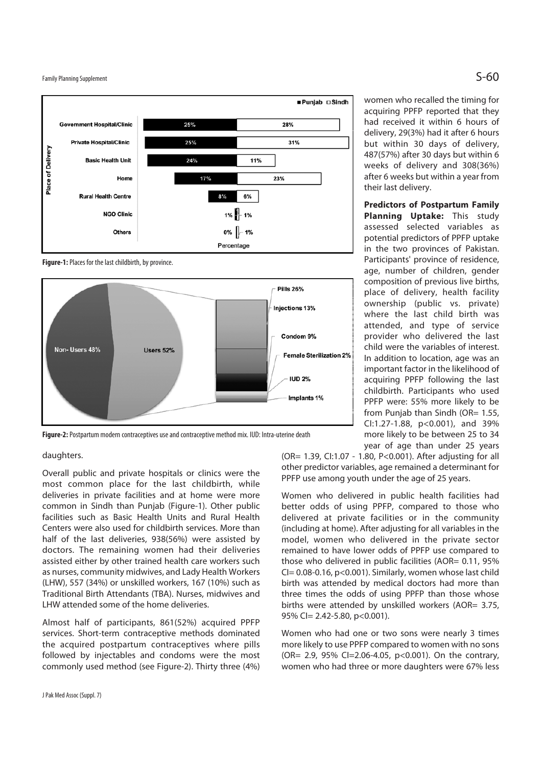Figure-1: Places for the last childbirth, by province.

Figure-2: Postpartum modern contraceptives use and contraceptive method mix. IUD: Intra-uterine death

daughters.

Overall public and private hospitals or clinics were the most common place for the last childbirth, while deliveries in private facilities and at home were more common in Sindh than Punjab (Figure-1). Other public facilities such as Basic Health Units and Rural Health Centers were also used for childbirth services. More than half of the last deliveries, 938(56%) were assisted by doctors. The remaining women had their deliveries assisted either by other trained health care workers such as nurses, community midwives, and Lady Health Workers (LHW), 557 (34%) or unskilled workers, 167 (10%) such as Traditional Birth Attendants (TBA). Nurses, midwives and LHW attended some of the home deliveries.

Almost half of participants, 861(52%) acquired PPFP services. Short-term contraceptive methods dominated the acquired postpartum contraceptives where pills followed by injectables and condoms were the most commonly used method (see Figure-2). Thirty three (4%) women who recalled the timing for acquiring PPFP reported that they had received it within 6 hours of delivery, 29(3%) had it after 6 hours but within 30 days of delivery, 487(57%) after 30 days but within 6 weeks of delivery and 308(36%) after 6 weeks but within a year from their last delivery.

**Predictors of Postpartum Family Planning Uptake:** This study assessed selected variables as potential predictors of PPFP uptake in the two provinces of Pakistan. Participants' province of residence, age, number of children, gender composition of previous live births, place of delivery, health facility ownership (public vs. private) where the last child birth was attended, and type of service provider who delivered the last child were the variables of interest. In addition to location, age was an important factor in the likelihood of acquiring PPFP following the last childbirth. Participants who used PPFP were: 55% more likely to be from Punjab than Sindh (OR= 1.55, CI:1.27-1.88, p<0.001), and 39% more likely to be between 25 to 34 year of age than under 25 years (OR= 1.39, CI:1.07 - 1.80, P<0.001). After adjusting for all other predictor variables, age remained a determinant for PPFP use among youth under the age of 25 years.

Women who delivered in public health facilities had better odds of using PPFP, compared to those who delivered at private facilities or in the community (including at home). After adjusting for all variables in the model, women who delivered in the private sector remained to have lower odds of PPFP use compared to those who delivered in public facilities (AOR= 0.11, 95% CI= 0.08-0.16, p<0.001). Similarly, women whose last child birth was attended by medical doctors had more than three times the odds of using PPFP than those whose births were attended by unskilled workers (AOR= 3.75, 95% CI= 2.42-5.80, p<0.001).

Women who had one or two sons were nearly 3 times more likely to use PPFP compared to women with no sons (OR= 2.9, 95% CI=2.06-4.05, p<0.001). On the contrary, women who had three or more daughters were 67% less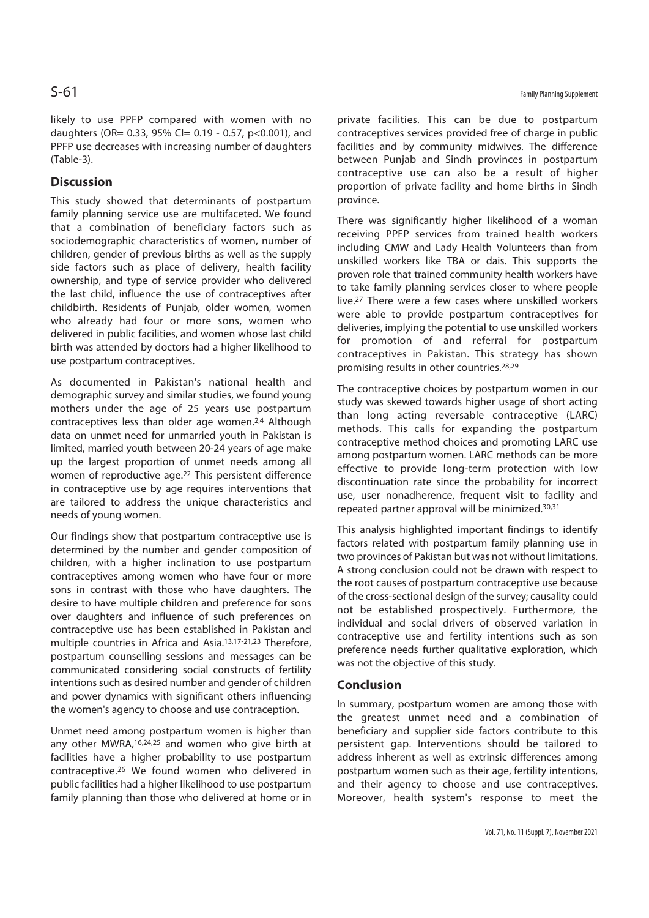likely to use PPFP compared with women with no daughters (OR= 0.33, 95% CI= 0.19 - 0.57, p<0.001), and PPFP use decreases with increasing number of daughters (Table-3).

## Discussion

This study showed that determinants of postpartum family planning service use are multifaceted. We found that a combination of beneficiary factors such as sociodemographic characteristics of women, number of children, gender of previous births as well as the supply side factors such as place of delivery, health facility ownership, and type of service provider who delivered the last child, influence the use of contraceptives after childbirth. Residents of Punjab, older women, women who already had four or more sons, women who delivered in public facilities, and women whose last child birth was attended by doctors had a higher likelihood to use postpartum contraceptives.

As documented in Pakistan's national health and demographic survey and similar studies, we found young mothers under the age of 25 years use postpartum contraceptives less than older age women.[2,4] Although data on unmet need for unmarried youth in Pakistan is limited, married youth between 20-24 years of age make up the largest proportion of unmet needs among all women of reproductive age.[22] This persistent difference in contraceptive use by age requires interventions that are tailored to address the unique characteristics and needs of young women.

Our findings show that postpartum contraceptive use is determined by the number and gender composition of children, with a higher inclination to use postpartum contraceptives among women who have four or more sons in contrast with those who have daughters. The desire to have multiple children and preference for sons over daughters and influence of such preferences on contraceptive use has been established in Pakistan and multiple countries in Africa and Asia.[13,17-21,23] Therefore, postpartum counselling sessions and messages can be communicated considering social constructs of fertility intentions such as desired number and gender of children and power dynamics with significant others influencing the women's agency to choose and use contraception.

Unmet need among postpartum women is higher than any other MWRA,[16,24,25] and women who give birth at facilities have a higher probability to use postpartum contraceptive.[26] We found women who delivered in public facilities had a higher likelihood to use postpartum family planning than those who delivered at home or in private facilities. This can be due to postpartum contraceptives services provided free of charge in public facilities and by community midwives. The difference between Punjab and Sindh provinces in postpartum contraceptive use can also be a result of higher proportion of private facility and home births in Sindh province.

There was significantly higher likelihood of a woman receiving PPFP services from trained health workers including CMW and Lady Health Volunteers than from unskilled workers like TBA or dais. This supports the proven role that trained community health workers have to take family planning services closer to where people live.[27] There were a few cases where unskilled workers were able to provide postpartum contraceptives for deliveries, implying the potential to use unskilled workers for promotion of and referral for postpartum contraceptives in Pakistan. This strategy has shown promising results in other countries.[28,29]

The contraceptive choices by postpartum women in our study was skewed towards higher usage of short acting than long acting reversable contraceptive (LARC) methods. This calls for expanding the postpartum contraceptive method choices and promoting LARC use among postpartum women. LARC methods can be more effective to provide long-term protection with low discontinuation rate since the probability for incorrect use, user nonadherence, frequent visit to facility and repeated partner approval will be minimized.[30,31]

This analysis highlighted important findings to identify factors related with postpartum family planning use in two provinces of Pakistan but was not without limitations. A strong conclusion could not be drawn with respect to the root causes of postpartum contraceptive use because of the cross-sectional design of the survey; causality could not be established prospectively. Furthermore, the individual and social drivers of observed variation in contraceptive use and fertility intentions such as son preference needs further qualitative exploration, which was not the objective of this study.

## Conclusion

In summary, postpartum women are among those with the greatest unmet need and a combination of beneficiary and supplier side factors contribute to this persistent gap. Interventions should be tailored to address inherent as well as extrinsic differences among postpartum women such as their age, fertility intentions, and their agency to choose and use contraceptives. Moreover, health system's response to meet the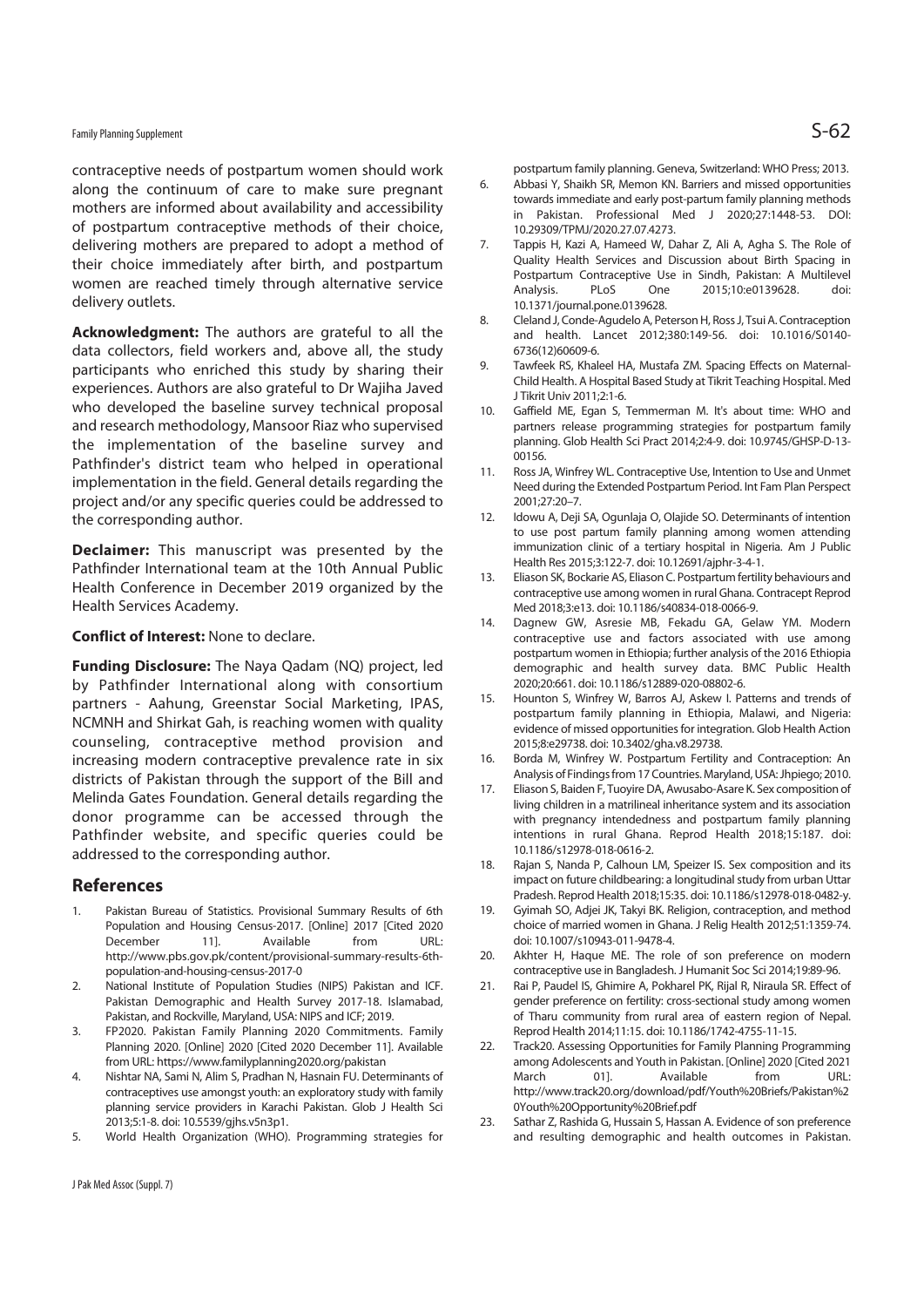contraceptive needs of postpartum women should work along the continuum of care to make sure pregnant mothers are informed about availability and accessibility of postpartum contraceptive methods of their choice, delivering mothers are prepared to adopt a method of their choice immediately after birth, and postpartum women are reached timely through alternative service delivery outlets.

**Acknowledgment:** The authors are grateful to all the data collectors, field workers and, above all, the study participants who enriched this study by sharing their experiences. Authors are also grateful to Dr Wajiha Javed who developed the baseline survey technical proposal and research methodology, Mansoor Riaz who supervised the implementation of the baseline survey and Pathfinder's district team who helped in operational implementation in the field. General details regarding the project and/or any specific queries could be addressed to the corresponding author.

**Declaimer:** This manuscript was presented by the Pathfinder International team at the 10th Annual Public Health Conference in December 2019 organized by the Health Services Academy.

**Conflict of Interest:** None to declare.

**Funding Disclosure:** The Naya Qadam (NQ) project, led by Pathfinder International along with consortium partners - Aahung, Greenstar Social Marketing, IPAS, NCMNH and Shirkat Gah, is reaching women with quality counseling, contraceptive method provision and increasing modern contraceptive prevalence rate in six districts of Pakistan through the support of the Bill and Melinda Gates Foundation. General details regarding the donor programme can be accessed through the Pathfinder website, and specific queries could be addressed to the corresponding author.

## References

1. Pakistan Bureau of Statistics. Provisional Summary Results of 6th Population and Housing Census-2017. [Online] 2017 [Cited 2020 December 11]. Available from URL: http://www.pbs.gov.pk/content/provisional-summary-results-6th-population-and-housing-census-2017-0
2. National Institute of Population Studies (NIPS) Pakistan and ICF. Pakistan Demographic and Health Survey 2017-18. Islamabad, Pakistan, and Rockville, Maryland, USA: NIPS and ICF; 2019.
3. FP2020. Pakistan Family Planning 2020 Commitments. Family Planning 2020. [Online] 2020 [Cited 2020 December 11]. Available from URL: https://www.familyplanning2020.org/pakistan
4. Nishtar NA, Sami N, Alim S, Pradhan N, Hasnain FU. Determinants of contraceptives use amongst youth: an exploratory study with family planning service providers in Karachi Pakistan. Glob J Health Sci 2013;5:1-8. doi: 10.5539/gjhs.v5n3p1.
5. World Health Organization (WHO). Programming strategies for postpartum family planning. Geneva, Switzerland: WHO Press; 2013.
6. Abbasi Y, Shaikh SR, Memon KN. Barriers and missed opportunities towards immediate and early post-partum family planning methods in Pakistan. Professional Med J 2020;27:1448-53. DOI: 10.29309/TPMJ/2020.27.07.4273.
7. Tappis H, Kazi A, Hameed W, Dahar Z, Ali A, Agha S. The Role of Quality Health Services and Discussion about Birth Spacing in Postpartum Contraceptive Use in Sindh, Pakistan: A Multilevel Analysis. PLoS One 2015;10:e0139628. doi: 10.1371/journal.pone.0139628.
8. Cleland J, Conde-Agudelo A, Peterson H, Ross J, Tsui A. Contraception and health. Lancet 2012;380:149-56. doi: 10.1016/S0140-6736(12)60609-6.
9. Tawfeek RS, Khaleel HA, Mustafa ZM. Spacing Effects on Maternal-Child Health. A Hospital Based Study at Tikrit Teaching Hospital. Med J Tikrit Univ 2011;2:1-6.
10. Gaffield ME, Egan S, Temmerman M. It's about time: WHO and partners release programming strategies for postpartum family planning. Glob Health Sci Pract 2014;2:4-9. doi: 10.9745/GHSP-D-13-00156.
11. Ross JA, Winfrey WL. Contraceptive Use, Intention to Use and Unmet Need during the Extended Postpartum Period. Int Fam Plan Perspect 2001;27:20–7.
12. Idowu A, Deji SA, Ogunlaja O, Olajide SO. Determinants of intention to use post partum family planning among women attending immunization clinic of a tertiary hospital in Nigeria. Am J Public Health Res 2015;3:122-7. doi: 10.12691/ajphr-3-4-1.
13. Eliason SK, Bockarie AS, Eliason C. Postpartum fertility behaviours and contraceptive use among women in rural Ghana. Contracept Reprod Med 2018;3:e13. doi: 10.1186/s40834-018-0066-9.
14. Dagnew GW, Asresie MB, Fekadu GA, Gelaw YM. Modern contraceptive use and factors associated with use among postpartum women in Ethiopia; further analysis of the 2016 Ethiopia demographic and health survey data. BMC Public Health 2020;20:661. doi: 10.1186/s12889-020-08802-6.
15. Hounton S, Winfrey W, Barros AJ, Askew I. Patterns and trends of postpartum family planning in Ethiopia, Malawi, and Nigeria: evidence of missed opportunities for integration. Glob Health Action 2015;8:e29738. doi: 10.3402/gha.v8.29738.
16. Borda M, Winfrey W. Postpartum Fertility and Contraception: An Analysis of Findings from 17 Countries. Maryland, USA: Jhpiego; 2010.
17. Eliason S, Baiden F, Tuoyire DA, Awusabo-Asare K. Sex composition of living children in a matrilineal inheritance system and its association with pregnancy intendedness and postpartum family planning intentions in rural Ghana. Reprod Health 2018;15:187. doi: 10.1186/s12978-018-0616-2.
18. Rajan S, Nanda P, Calhoun LM, Speizer IS. Sex composition and its impact on future childbearing: a longitudinal study from urban Uttar Pradesh. Reprod Health 2018;15:35. doi: 10.1186/s12978-018-0482-y.
19. Gyimah SO, Adjei JK, Takyi BK. Religion, contraception, and method choice of married women in Ghana. J Relig Health 2012;51:1359-74. doi: 10.1007/s10943-011-9478-4.
20. Akhter H, Haque ME. The role of son preference on modern contraceptive use in Bangladesh. J Humanit Soc Sci 2014;19:89-96.
21. Rai P, Paudel IS, Ghimire A, Pokharel PK, Rijal R, Niraula SR. Effect of gender preference on fertility: cross-sectional study among women of Tharu community from rural area of eastern region of Nepal. Reprod Health 2014;11:15. doi: 10.1186/1742-4755-11-15.
22. Track20. Assessing Opportunities for Family Planning Programming among Adolescents and Youth in Pakistan. [Online] 2020 [Cited 2021 March 01]. Available from URL: http://www.track20.org/download/pdf/Youth%20Briefs/Pakistan%20Youth%20Opportunity%20Brief.pdf
23. Sathar Z, Rashida G, Hussain S, Hassan A. Evidence of son preference and resulting demographic and health outcomes in Pakistan.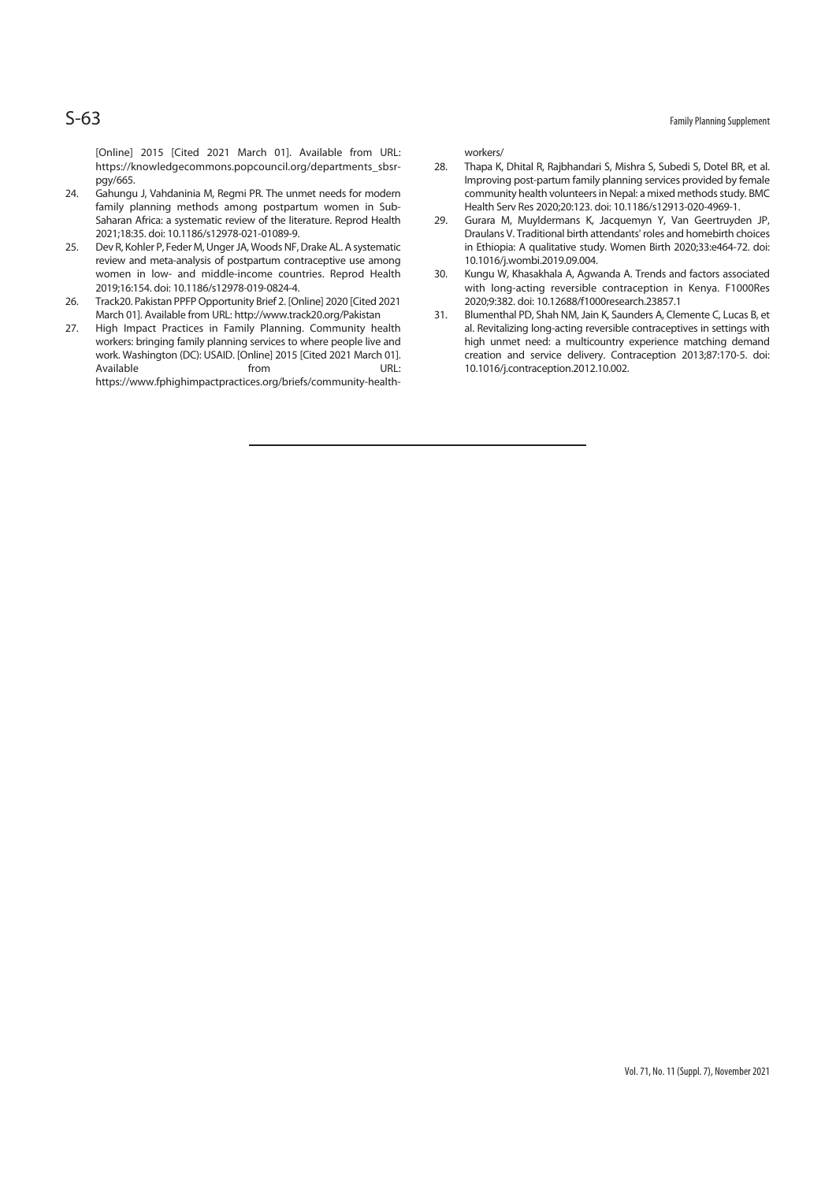[Online] 2015 [Cited 2021 March 01]. Available from URL: https://knowledgecommons.popcouncil.org/departments_sbsr-pgy/665.

24. Gahungu J, Vahdaninia M, Regmi PR. The unmet needs for modern family planning methods among postpartum women in Sub-Saharan Africa: a systematic review of the literature. Reprod Health 2021;18:35. doi: 10.1186/s12978-021-01089-9.
25. Dev R, Kohler P, Feder M, Unger JA, Woods NF, Drake AL. A systematic review and meta-analysis of postpartum contraceptive use among women in low- and middle-income countries. Reprod Health 2019;16:154. doi: 10.1186/s12978-019-0824-4.
26. Track20. Pakistan PPFP Opportunity Brief 2. [Online] 2020 [Cited 2021 March 01]. Available from URL: http://www.track20.org/Pakistan
27. High Impact Practices in Family Planning. Community health workers: bringing family planning services to where people live and work. Washington (DC): USAID. [Online] 2015 [Cited 2021 March 01]. Available from URL: https://www.fphighimpactpractices.org/briefs/community-health-workers/
28. Thapa K, Dhital R, Rajbhandari S, Mishra S, Subedi S, Dotel BR, et al. Improving post-partum family planning services provided by female community health volunteers in Nepal: a mixed methods study. BMC Health Serv Res 2020;20:123. doi: 10.1186/s12913-020-4969-1.
29. Gurara M, Muyldermans K, Jacquemyn Y, Van Geertruyden JP, Draulans V. Traditional birth attendants' roles and homebirth choices in Ethiopia: A qualitative study. Women Birth 2020;33:e464-72. doi: 10.1016/j.wombi.2019.09.004.
30. Kungu W, Khasakhala A, Agwanda A. Trends and factors associated with long-acting reversible contraception in Kenya. F1000Res 2020;9:382. doi: 10.12688/f1000research.23857.1
31. Blumenthal PD, Shah NM, Jain K, Saunders A, Clemente C, Lucas B, et al. Revitalizing long-acting reversible contraceptives in settings with high unmet need: a multicountry experience matching demand creation and service delivery. Contraception 2013;87:170-5. doi: 10.1016/j.contraception.2012.10.002.